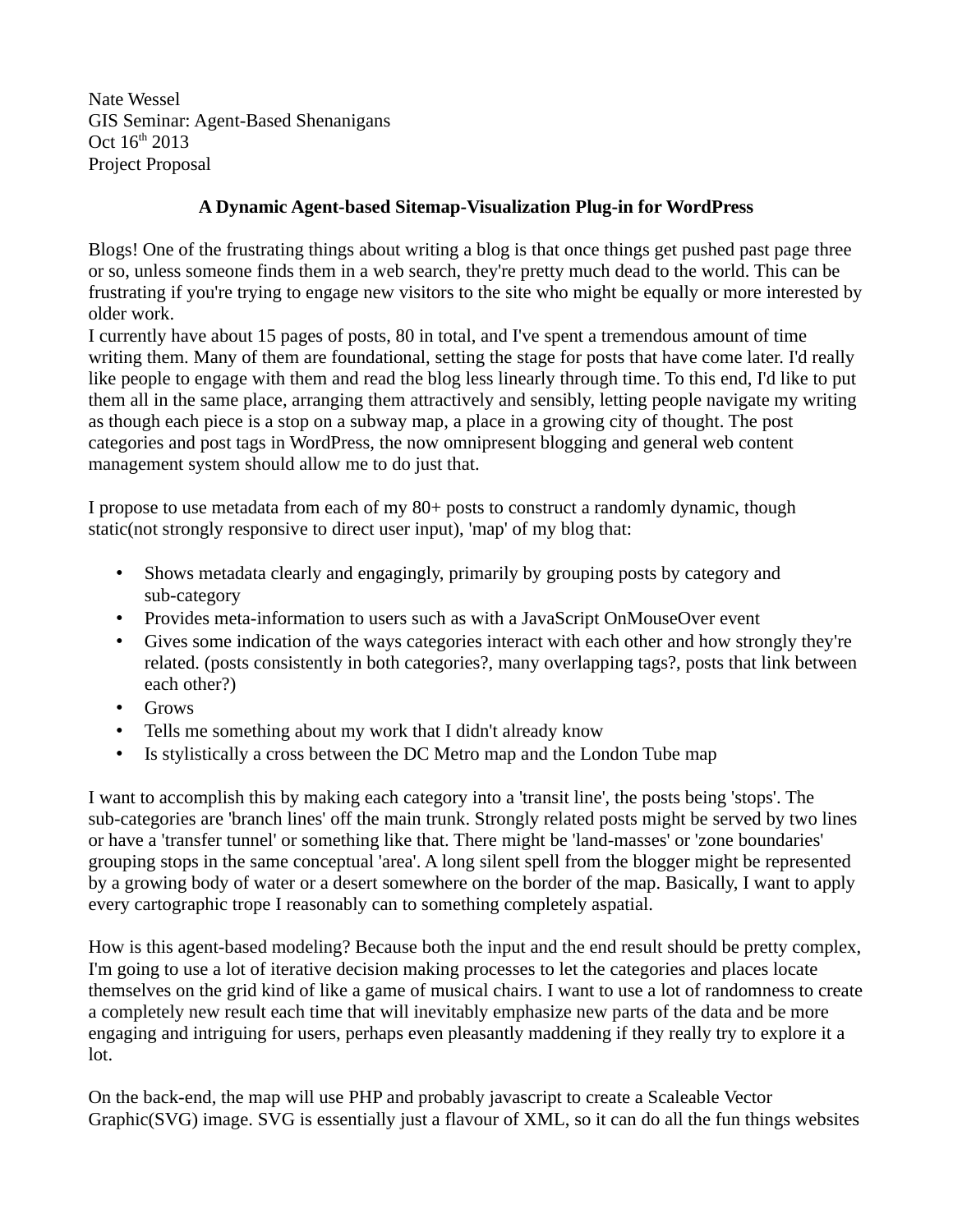Nate Wessel
GIS Seminar: Agent-Based Shenanigans
Oct 16th 2013
Project Proposal

## A Dynamic Agent-based Sitemap-Visualization Plug-in for WordPress

Blogs! One of the frustrating things about writing a blog is that once things get pushed past page three or so, unless someone finds them in a web search, they're pretty much dead to the world. This can be frustrating if you're trying to engage new visitors to the site who might be equally or more interested by older work.
I currently have about 15 pages of posts, 80 in total, and I've spent a tremendous amount of time writing them. Many of them are foundational, setting the stage for posts that have come later. I'd really like people to engage with them and read the blog less linearly through time. To this end, I'd like to put them all in the same place, arranging them attractively and sensibly, letting people navigate my writing as though each piece is a stop on a subway map, a place in a growing city of thought. The post categories and post tags in WordPress, the now omnipresent blogging and general web content management system should allow me to do just that.

I propose to use metadata from each of my 80+ posts to construct a randomly dynamic, though static(not strongly responsive to direct user input), 'map' of my blog that:

- Shows metadata clearly and engagingly, primarily by grouping posts by category and sub-category
- Provides meta-information to users such as with a JavaScript OnMouseOver event
- Gives some indication of the ways categories interact with each other and how strongly they're related. (posts consistently in both categories?, many overlapping tags?, posts that link between each other?)
- Grows
- Tells me something about my work that I didn't already know
- Is stylistically a cross between the DC Metro map and the London Tube map

I want to accomplish this by making each category into a 'transit line', the posts being 'stops'. The sub-categories are 'branch lines' off the main trunk. Strongly related posts might be served by two lines or have a 'transfer tunnel' or something like that. There might be 'land-masses' or 'zone boundaries' grouping stops in the same conceptual 'area'. A long silent spell from the blogger might be represented by a growing body of water or a desert somewhere on the border of the map. Basically, I want to apply every cartographic trope I reasonably can to something completely aspatial.

How is this agent-based modeling? Because both the input and the end result should be pretty complex, I'm going to use a lot of iterative decision making processes to let the categories and places locate themselves on the grid kind of like a game of musical chairs. I want to use a lot of randomness to create a completely new result each time that will inevitably emphasize new parts of the data and be more engaging and intriguing for users, perhaps even pleasantly maddening if they really try to explore it a lot.

On the back-end, the map will use PHP and probably javascript to create a Scaleable Vector Graphic(SVG) image. SVG is essentially just a flavour of XML, so it can do all the fun things websites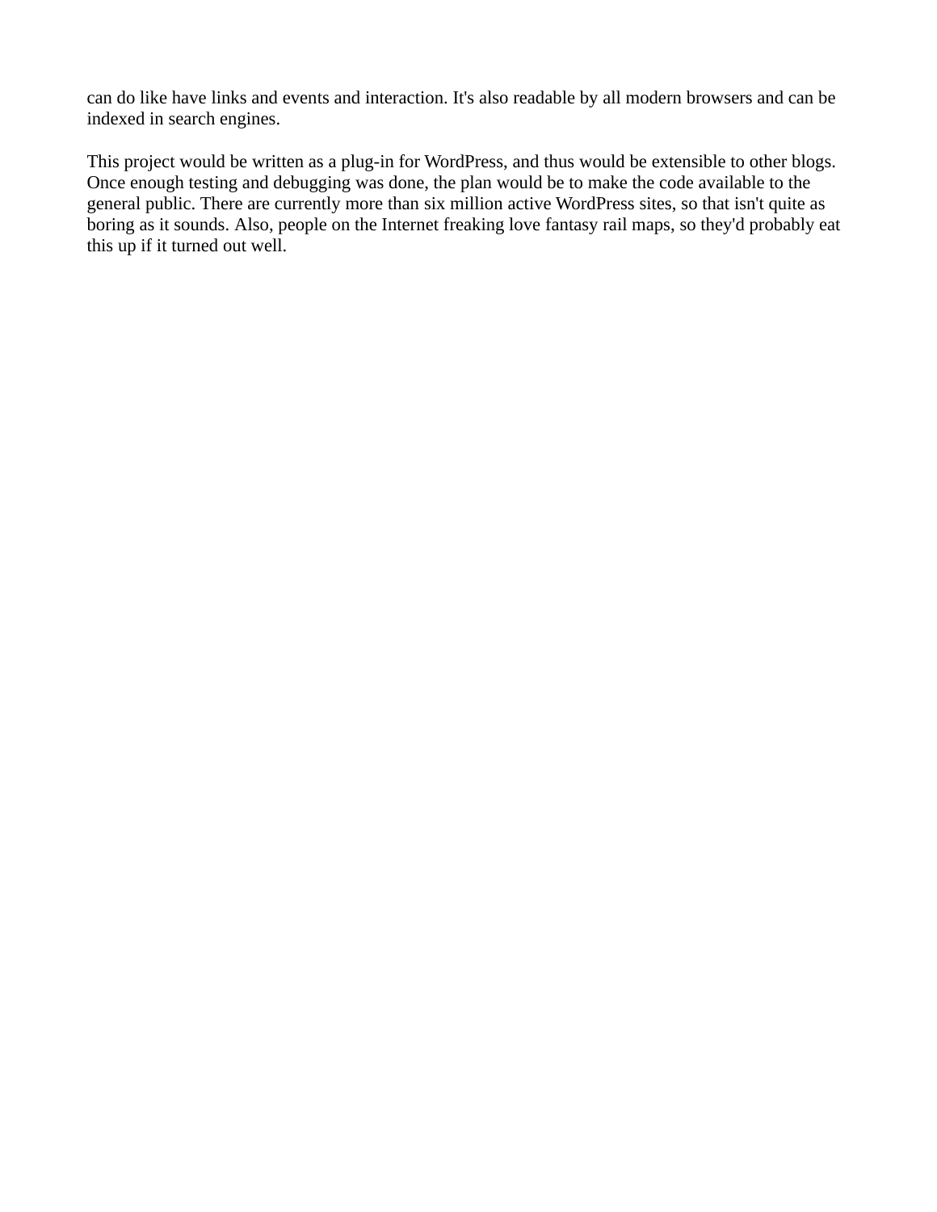can do like have links and events and interaction. It's also readable by all modern browsers and can be indexed in search engines.

This project would be written as a plug-in for WordPress, and thus would be extensible to other blogs. Once enough testing and debugging was done, the plan would be to make the code available to the general public. There are currently more than six million active WordPress sites, so that isn't quite as boring as it sounds. Also, people on the Internet freaking love fantasy rail maps, so they'd probably eat this up if it turned out well.